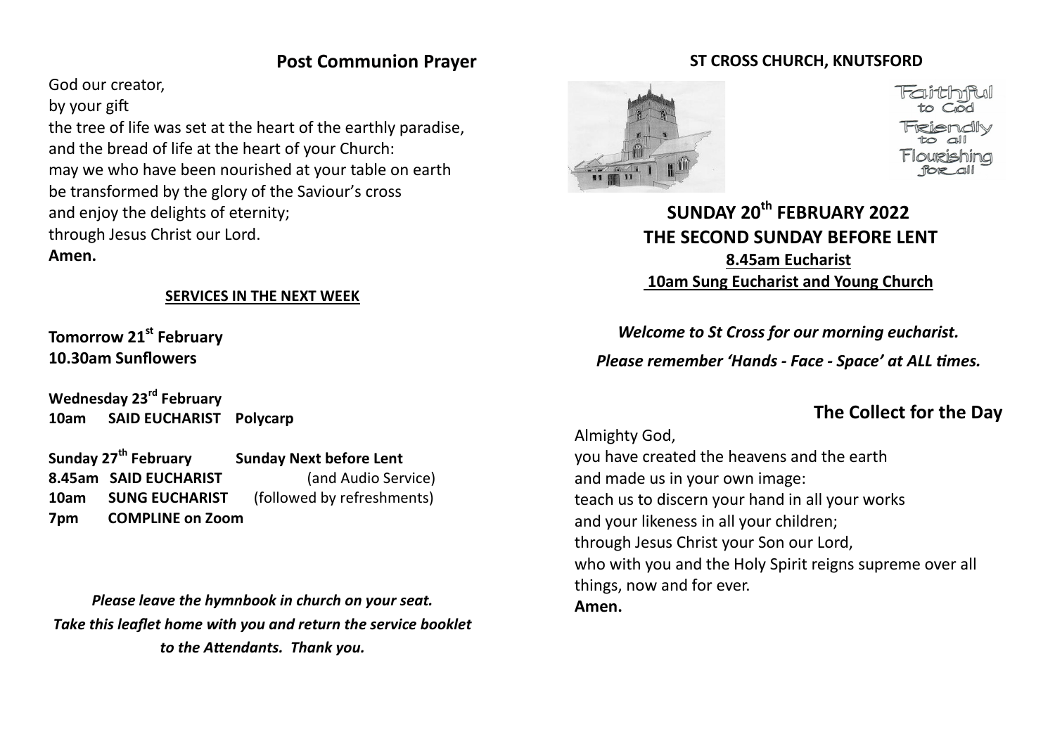## Post Communion Prayer

God our creator,
by your gift
the tree of life was set at the heart of the earthly paradise,
and the bread of life at the heart of your Church:
may we who have been nourished at your table on earth
be transformed by the glory of the Saviour's cross
and enjoy the delights of eternity;
through Jesus Christ our Lord.
**Amen.**

**SERVICES IN THE NEXT WEEK**

**Tomorrow 21st February**
**10.30am Sunflowers**

**Wednesday 23rd February**
**10am SAID EUCHARIST Polycarp**

**Sunday 27th February Sunday Next before Lent**
**8.45am SAID EUCHARIST** (and Audio Service)
**10am SUNG EUCHARIST** (followed by refreshments)
**7pm COMPLINE on Zoom**

***Please leave the hymnbook in church on your seat.***
***Take this leaflet home with you and return the service booklet to the Attendants. Thank you.***

**ST CROSS CHURCH, KNUTSFORD**

Faithful to God
Friendly to all
Flourishing for all

# SUNDAY 20th FEBRUARY 2022
# THE SECOND SUNDAY BEFORE LENT

**8.45am Eucharist**
**10am Sung Eucharist and Young Church**

***Welcome to St Cross for our morning eucharist.***
***Please remember 'Hands - Face - Space' at ALL times.***

## The Collect for the Day

Almighty God,
you have created the heavens and the earth
and made us in your own image:
teach us to discern your hand in all your works
and your likeness in all your children;
through Jesus Christ your Son our Lord,
who with you and the Holy Spirit reigns supreme over all things, now and for ever.
**Amen.**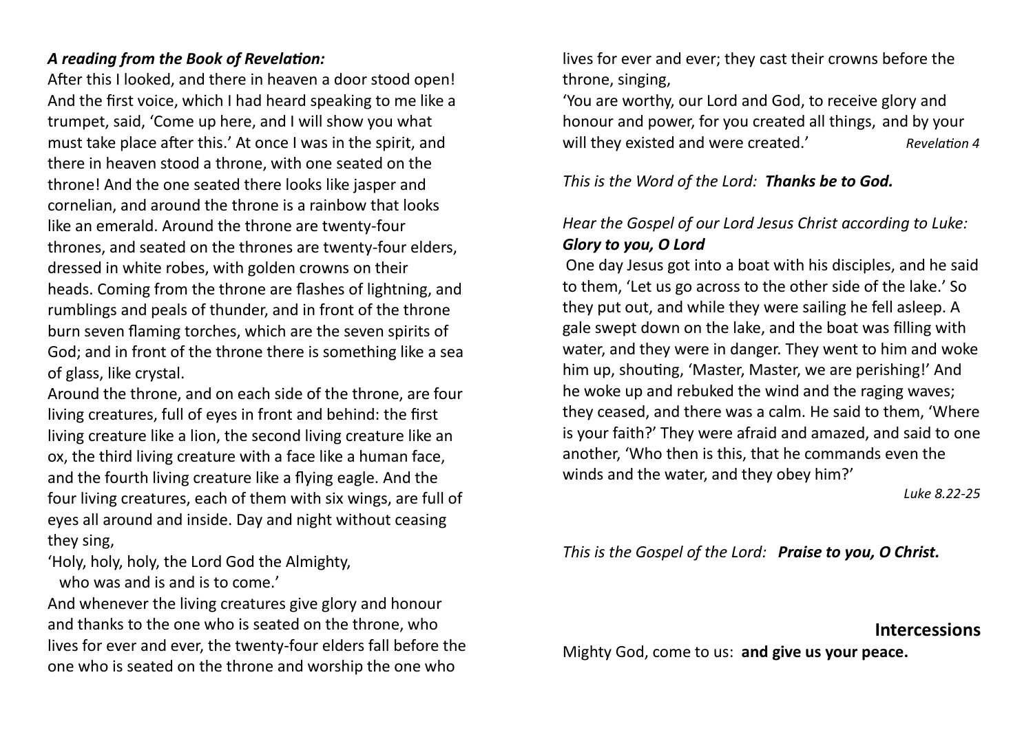***A reading from the Book of Revelation:***

After this I looked, and there in heaven a door stood open! And the first voice, which I had heard speaking to me like a trumpet, said, 'Come up here, and I will show you what must take place after this.' At once I was in the spirit, and there in heaven stood a throne, with one seated on the throne! And the one seated there looks like jasper and cornelian, and around the throne is a rainbow that looks like an emerald. Around the throne are twenty-four thrones, and seated on the thrones are twenty-four elders, dressed in white robes, with golden crowns on their heads. Coming from the throne are flashes of lightning, and rumblings and peals of thunder, and in front of the throne burn seven flaming torches, which are the seven spirits of God; and in front of the throne there is something like a sea of glass, like crystal.

Around the throne, and on each side of the throne, are four living creatures, full of eyes in front and behind: the first living creature like a lion, the second living creature like an ox, the third living creature with a face like a human face, and the fourth living creature like a flying eagle. And the four living creatures, each of them with six wings, are full of eyes all around and inside. Day and night without ceasing they sing,

'Holy, holy, holy, the Lord God the Almighty,
  who was and is and is to come.'

And whenever the living creatures give glory and honour and thanks to the one who is seated on the throne, who lives for ever and ever, the twenty-four elders fall before the one who is seated on the throne and worship the one who lives for ever and ever; they cast their crowns before the throne, singing,

'You are worthy, our Lord and God, to receive glory and honour and power, for you created all things, and by your will they existed and were created.' *Revelation 4*

*This is the Word of the Lord:* ***Thanks be to God.***

*Hear the Gospel of our Lord Jesus Christ according to Luke:*
***Glory to you, O Lord***

One day Jesus got into a boat with his disciples, and he said to them, 'Let us go across to the other side of the lake.' So they put out, and while they were sailing he fell asleep. A gale swept down on the lake, and the boat was filling with water, and they were in danger. They went to him and woke him up, shouting, 'Master, Master, we are perishing!' And he woke up and rebuked the wind and the raging waves; they ceased, and there was a calm. He said to them, 'Where is your faith?' They were afraid and amazed, and said to one another, 'Who then is this, that he commands even the winds and the water, and they obey him?'

*Luke 8.22-25*

*This is the Gospel of the Lord:* ***Praise to you, O Christ.***

## Intercessions

Mighty God, come to us: **and give us your peace.**